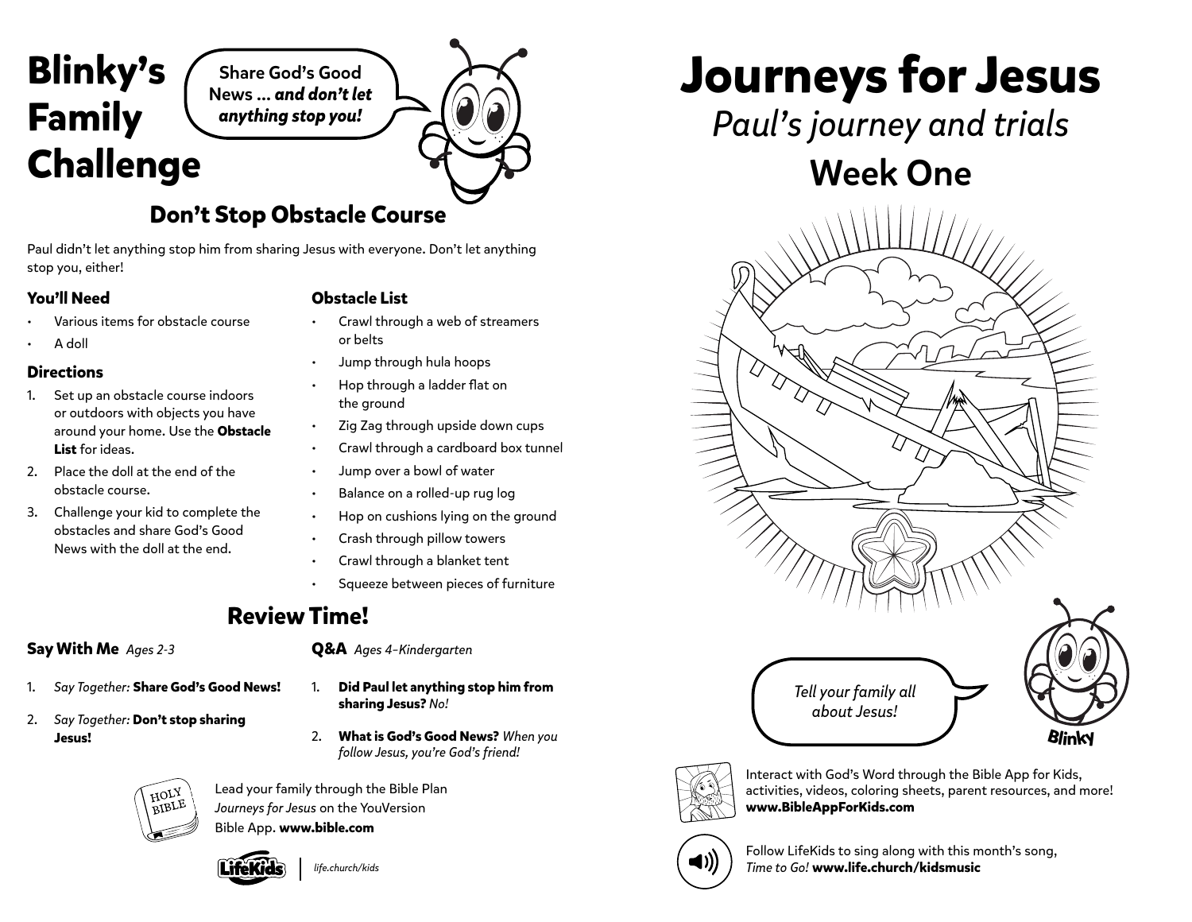# Blinky's Family Challenge

Share God's Good News ... ***and don't let anything stop you!***

## Don't Stop Obstacle Course

Paul didn't let anything stop him from sharing Jesus with everyone. Don't let anything stop you, either!

### You'll Need

- Various items for obstacle course
- A doll

### Directions

1. Set up an obstacle course indoors or outdoors with objects you have around your home. Use the **Obstacle List** for ideas.
2. Place the doll at the end of the obstacle course.
3. Challenge your kid to complete the obstacles and share God's Good News with the doll at the end.

### Obstacle List

- Crawl through a web of streamers or belts
- Jump through hula hoops
- Hop through a ladder flat on the ground
- Zig Zag through upside down cups
- Crawl through a cardboard box tunnel
- Jump over a bowl of water
- Balance on a rolled-up rug log
- Hop on cushions lying on the ground
- Crash through pillow towers
- Crawl through a blanket tent
- Squeeze between pieces of furniture

## Review Time!

### Say With Me *Ages 2-3*

1. *Say Together:* **Share God's Good News!**
2. *Say Together:* **Don't stop sharing Jesus!**

### Q&A *Ages 4–Kindergarten*

1. **Did Paul let anything stop him from sharing Jesus?** *No!*
2. **What is God's Good News?** *When you follow Jesus, you're God's friend!*

Lead your family through the Bible Plan *Journeys for Jesus* on the YouVersion Bible App. **www.bible.com**

LifeKids | *life.church/kids*

# Journeys for Jesus

*Paul's journey and trials*

## Week One

*Tell your family all about Jesus!*

Blinky

Interact with God's Word through the Bible App for Kids, activities, videos, coloring sheets, parent resources, and more! **www.BibleAppForKids.com**

Follow LifeKids to sing along with this month's song, *Time to Go!* **www.life.church/kidsmusic**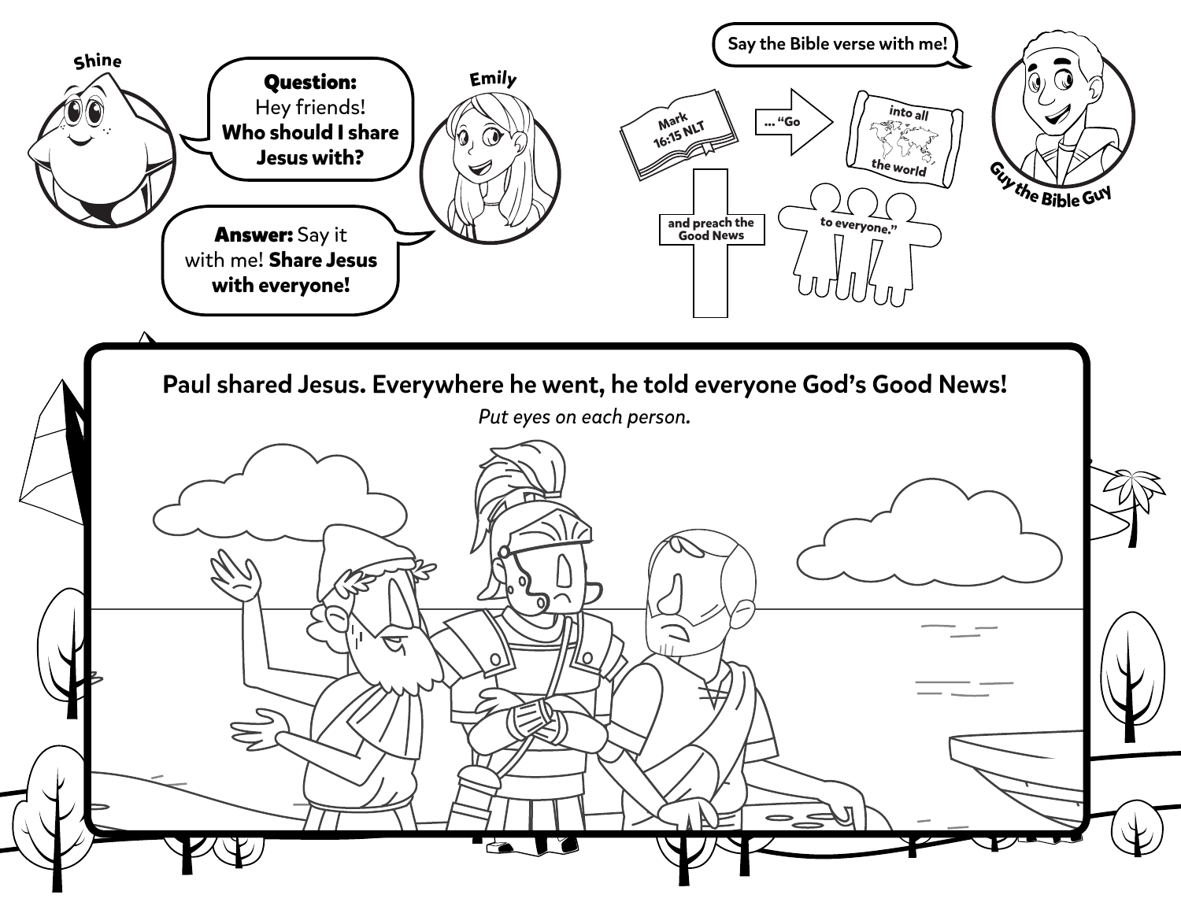Shine

**Question:** Hey friends! **Who should I share Jesus with?**

Emily

**Answer:** Say it with me! **Share Jesus with everyone!**

Say the Bible verse with me!

Mark 16:15 NLT

... "Go

into all the world

and preach the Good News

to everyone."

Guy the Bible Guy

**Paul shared Jesus. Everywhere he went, he told everyone God's Good News!**

*Put eyes on each person.*